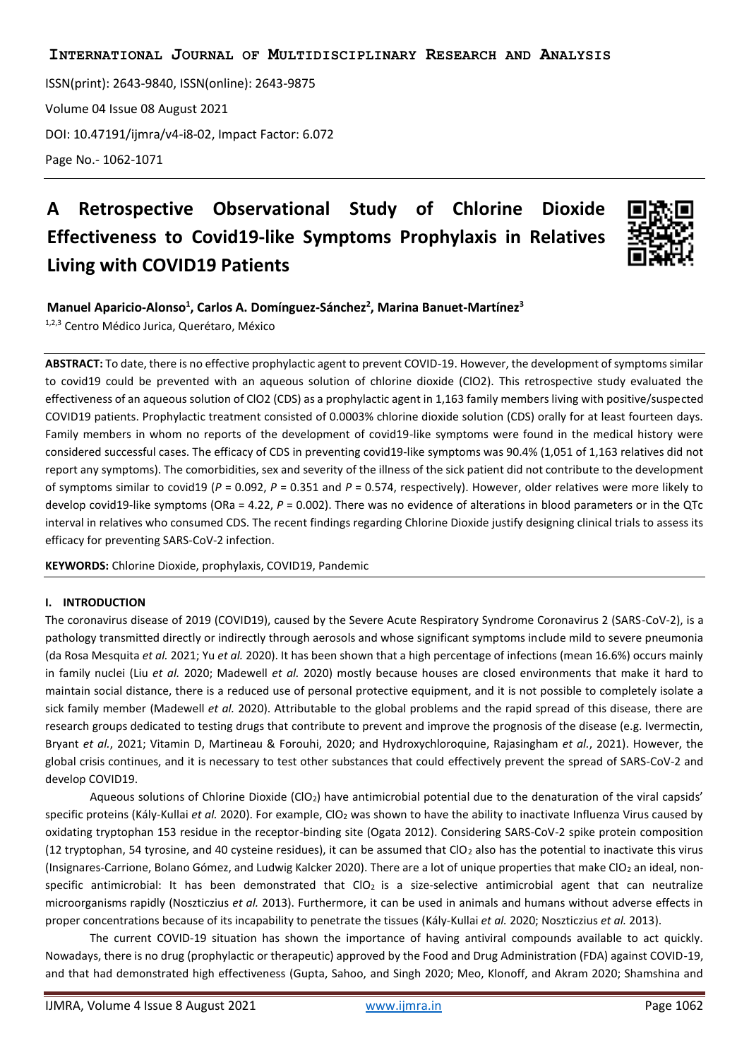# A Retrospective Observational Study of Chlorine Dioxide Effectiveness to Covid19-like Symptoms Prophylaxis in Relatives Living with COVID19 Patients

**Manuel Aparicio-Alonso[1], Carlos A. Domínguez-Sánchez[2], Marina Banuet-Martínez[3]**

[1,2,3] Centro Médico Jurica, Querétaro, México

**ABSTRACT:** To date, there is no effective prophylactic agent to prevent COVID-19. However, the development of symptoms similar to covid19 could be prevented with an aqueous solution of chlorine dioxide ($ClO2$). This retrospective study evaluated the effectiveness of an aqueous solution of $ClO2$ (CDS) as a prophylactic agent in 1,163 family members living with positive/suspected COVID19 patients. Prophylactic treatment consisted of 0.0003% chlorine dioxide solution (CDS) orally for at least fourteen days. Family members in whom no reports of the development of covid19-like symptoms were found in the medical history were considered successful cases. The efficacy of CDS in preventing covid19-like symptoms was 90.4% (1,051 of 1,163 relatives did not report any symptoms). The comorbidities, sex and severity of the illness of the sick patient did not contribute to the development of symptoms similar to covid19 ($P$ = 0.092, $P$ = 0.351 and $P$ = 0.574, respectively). However, older relatives were more likely to develop covid19-like symptoms ($OR_a$ = 4.22, $P$ = 0.002). There was no evidence of alterations in blood parameters or in the QTc interval in relatives who consumed CDS. The recent findings regarding Chlorine Dioxide justify designing clinical trials to assess its efficacy for preventing SARS-CoV-2 infection.

**KEYWORDS:** Chlorine Dioxide, prophylaxis, COVID19, Pandemic

## I. INTRODUCTION

The coronavirus disease of 2019 (COVID19), caused by the Severe Acute Respiratory Syndrome Coronavirus 2 (SARS-CoV-2), is a pathology transmitted directly or indirectly through aerosols and whose significant symptoms include mild to severe pneumonia (da Rosa Mesquita *et al.* 2021; Yu *et al.* 2020). It has been shown that a high percentage of infections (mean 16.6%) occurs mainly in family nuclei (Liu *et al.* 2020; Madewell *et al.* 2020) mostly because houses are closed environments that make it hard to maintain social distance, there is a reduced use of personal protective equipment, and it is not possible to completely isolate a sick family member (Madewell *et al.* 2020). Attributable to the global problems and the rapid spread of this disease, there are research groups dedicated to testing drugs that contribute to prevent and improve the prognosis of the disease (e.g. Ivermectin, Bryant *et al.*, 2021; Vitamin D, Martineau & Forouhi, 2020; and Hydroxychloroquine, Rajasingham *et al.*, 2021). However, the global crisis continues, and it is necessary to test other substances that could effectively prevent the spread of SARS-CoV-2 and develop COVID19.

Aqueous solutions of Chlorine Dioxide ($ClO_2$) have antimicrobial potential due to the denaturation of the viral capsids' specific proteins (Kály-Kullai *et al.* 2020). For example, $ClO_2$ was shown to have the ability to inactivate Influenza Virus caused by oxidating tryptophan 153 residue in the receptor-binding site (Ogata 2012). Considering SARS-CoV-2 spike protein composition (12 tryptophan, 54 tyrosine, and 40 cysteine residues), it can be assumed that $ClO_2$ also has the potential to inactivate this virus (Insignares-Carrione, Bolano Gómez, and Ludwig Kalcker 2020). There are a lot of unique properties that make $ClO_2$ an ideal, non-specific antimicrobial: It has been demonstrated that $ClO_2$ is a size-selective antimicrobial agent that can neutralize microorganisms rapidly (Noszticzius *et al.* 2013). Furthermore, it can be used in animals and humans without adverse effects in proper concentrations because of its incapability to penetrate the tissues (Kály-Kullai *et al.* 2020; Noszticzius *et al.* 2013).

The current COVID-19 situation has shown the importance of having antiviral compounds available to act quickly. Nowadays, there is no drug (prophylactic or therapeutic) approved by the Food and Drug Administration (FDA) against COVID-19, and that had demonstrated high effectiveness (Gupta, Sahoo, and Singh 2020; Meo, Klonoff, and Akram 2020; Shamshina and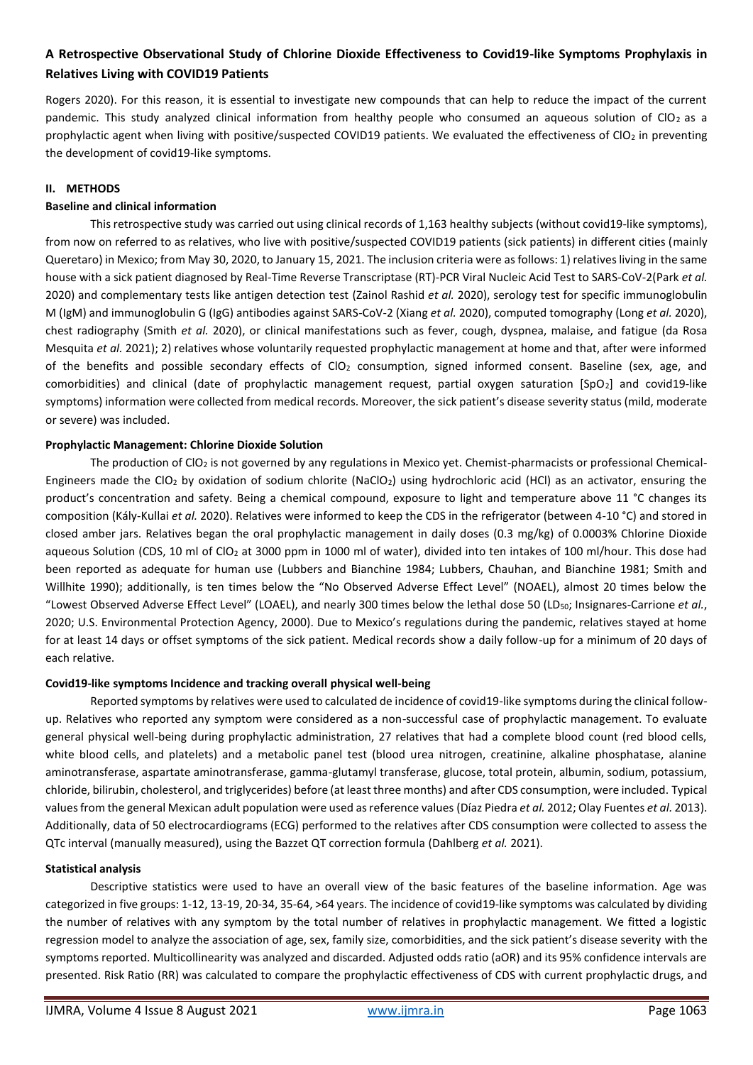Rogers 2020). For this reason, it is essential to investigate new compounds that can help to reduce the impact of the current pandemic. This study analyzed clinical information from healthy people who consumed an aqueous solution of $ClO_2$ as a prophylactic agent when living with positive/suspected COVID19 patients. We evaluated the effectiveness of $ClO_2$ in preventing the development of covid19-like symptoms.

## II. METHODS

### Baseline and clinical information

This retrospective study was carried out using clinical records of 1,163 healthy subjects (without covid19-like symptoms), from now on referred to as relatives, who live with positive/suspected COVID19 patients (sick patients) in different cities (mainly Queretaro) in Mexico; from May 30, 2020, to January 15, 2021. The inclusion criteria were as follows: 1) relatives living in the same house with a sick patient diagnosed by Real-Time Reverse Transcriptase (RT)-PCR Viral Nucleic Acid Test to SARS-CoV-2(Park *et al.* 2020) and complementary tests like antigen detection test (Zainol Rashid *et al.* 2020), serology test for specific immunoglobulin M (IgM) and immunoglobulin G (IgG) antibodies against SARS-CoV-2 (Xiang *et al.* 2020), computed tomography (Long *et al.* 2020), chest radiography (Smith *et al.* 2020), or clinical manifestations such as fever, cough, dyspnea, malaise, and fatigue (da Rosa Mesquita *et al.* 2021); 2) relatives whose voluntarily requested prophylactic management at home and that, after were informed of the benefits and possible secondary effects of $ClO_2$ consumption, signed informed consent. Baseline (sex, age, and comorbidities) and clinical (date of prophylactic management request, partial oxygen saturation [$SpO_2$] and covid19-like symptoms) information were collected from medical records. Moreover, the sick patient's disease severity status (mild, moderate or severe) was included.

### Prophylactic Management: Chlorine Dioxide Solution

The production of $ClO_2$ is not governed by any regulations in Mexico yet. Chemist-pharmacists or professional Chemical-Engineers made the $ClO_2$ by oxidation of sodium chlorite ($NaClO_2$) using hydrochloric acid (HCl) as an activator, ensuring the product's concentration and safety. Being a chemical compound, exposure to light and temperature above 11 °C changes its composition (Kály-Kullai *et al.* 2020). Relatives were informed to keep the CDS in the refrigerator (between 4-10 °C) and stored in closed amber jars. Relatives began the oral prophylactic management in daily doses (0.3 mg/kg) of 0.0003% Chlorine Dioxide aqueous Solution (CDS, 10 ml of $ClO_2$ at 3000 ppm in 1000 ml of water), divided into ten intakes of 100 ml/hour. This dose had been reported as adequate for human use (Lubbers and Bianchine 1984; Lubbers, Chauhan, and Bianchine 1981; Smith and Willhite 1990); additionally, is ten times below the "No Observed Adverse Effect Level" (NOAEL), almost 20 times below the "Lowest Observed Adverse Effect Level" (LOAEL), and nearly 300 times below the lethal dose 50 ($LD_{50}$; Insignares-Carrione *et al.*, 2020; U.S. Environmental Protection Agency, 2000). Due to Mexico's regulations during the pandemic, relatives stayed at home for at least 14 days or offset symptoms of the sick patient. Medical records show a daily follow-up for a minimum of 20 days of each relative.

### Covid19-like symptoms Incidence and tracking overall physical well-being

Reported symptoms by relatives were used to calculated de incidence of covid19-like symptoms during the clinical follow-up. Relatives who reported any symptom were considered as a non-successful case of prophylactic management. To evaluate general physical well-being during prophylactic administration, 27 relatives that had a complete blood count (red blood cells, white blood cells, and platelets) and a metabolic panel test (blood urea nitrogen, creatinine, alkaline phosphatase, alanine aminotransferase, aspartate aminotransferase, gamma-glutamyl transferase, glucose, total protein, albumin, sodium, potassium, chloride, bilirubin, cholesterol, and triglycerides) before (at least three months) and after CDS consumption, were included. Typical values from the general Mexican adult population were used as reference values (Díaz Piedra *et al.* 2012; Olay Fuentes *et al.* 2013). Additionally, data of 50 electrocardiograms (ECG) performed to the relatives after CDS consumption were collected to assess the QTc interval (manually measured), using the Bazzet QT correction formula (Dahlberg *et al.* 2021).

### Statistical analysis

Descriptive statistics were used to have an overall view of the basic features of the baseline information. Age was categorized in five groups: 1-12, 13-19, 20-34, 35-64, >64 years. The incidence of covid19-like symptoms was calculated by dividing the number of relatives with any symptom by the total number of relatives in prophylactic management. We fitted a logistic regression model to analyze the association of age, sex, family size, comorbidities, and the sick patient's disease severity with the symptoms reported. Multicollinearity was analyzed and discarded. Adjusted odds ratio (aOR) and its 95% confidence intervals are presented. Risk Ratio (RR) was calculated to compare the prophylactic effectiveness of CDS with current prophylactic drugs, and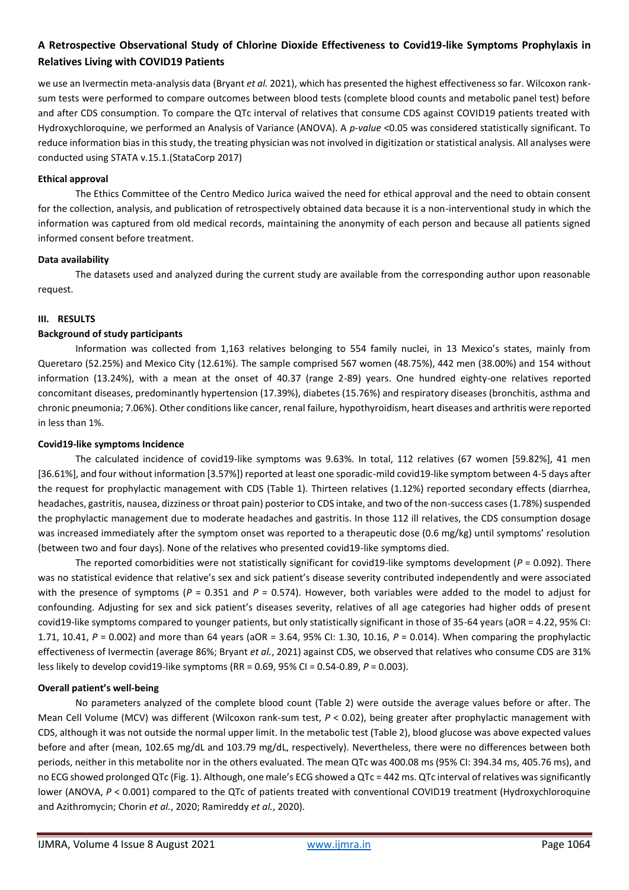we use an Ivermectin meta-analysis data (Bryant *et al.* 2021), which has presented the highest effectiveness so far. Wilcoxon rank-sum tests were performed to compare outcomes between blood tests (complete blood counts and metabolic panel test) before and after CDS consumption. To compare the QTc interval of relatives that consume CDS against COVID19 patients treated with Hydroxychloroquine, we performed an Analysis of Variance (ANOVA). A *p-value* <0.05 was considered statistically significant. To reduce information bias in this study, the treating physician was not involved in digitization or statistical analysis. All analyses were conducted using STATA v.15.1.(StataCorp 2017)

### Ethical approval

The Ethics Committee of the Centro Medico Jurica waived the need for ethical approval and the need to obtain consent for the collection, analysis, and publication of retrospectively obtained data because it is a non-interventional study in which the information was captured from old medical records, maintaining the anonymity of each person and because all patients signed informed consent before treatment.

### Data availability

The datasets used and analyzed during the current study are available from the corresponding author upon reasonable request.

## III. RESULTS

### Background of study participants

Information was collected from 1,163 relatives belonging to 554 family nuclei, in 13 Mexico's states, mainly from Queretaro (52.25%) and Mexico City (12.61%). The sample comprised 567 women (48.75%), 442 men (38.00%) and 154 without information (13.24%), with a mean at the onset of 40.37 (range 2-89) years. One hundred eighty-one relatives reported concomitant diseases, predominantly hypertension (17.39%), diabetes (15.76%) and respiratory diseases (bronchitis, asthma and chronic pneumonia; 7.06%). Other conditions like cancer, renal failure, hypothyroidism, heart diseases and arthritis were reported in less than 1%.

### Covid19-like symptoms Incidence

The calculated incidence of covid19-like symptoms was 9.63%. In total, 112 relatives (67 women [59.82%], 41 men [36.61%], and four without information [3.57%]) reported at least one sporadic-mild covid19-like symptom between 4-5 days after the request for prophylactic management with CDS (Table 1). Thirteen relatives (1.12%) reported secondary effects (diarrhea, headaches, gastritis, nausea, dizziness or throat pain) posterior to CDS intake, and two of the non-success cases (1.78%) suspended the prophylactic management due to moderate headaches and gastritis. In those 112 ill relatives, the CDS consumption dosage was increased immediately after the symptom onset was reported to a therapeutic dose (0.6 mg/kg) until symptoms' resolution (between two and four days). None of the relatives who presented covid19-like symptoms died.

The reported comorbidities were not statistically significant for covid19-like symptoms development ($P$ = 0.092). There was no statistical evidence that relative's sex and sick patient's disease severity contributed independently and were associated with the presence of symptoms ($P$ = 0.351 and $P$ = 0.574). However, both variables were added to the model to adjust for confounding. Adjusting for sex and sick patient's diseases severity, relatives of all age categories had higher odds of present covid19-like symptoms compared to younger patients, but only statistically significant in those of 35-64 years (aOR = 4.22, 95% CI: 1.71, 10.41, $P$ = 0.002) and more than 64 years (aOR = 3.64, 95% CI: 1.30, 10.16, $P$ = 0.014). When comparing the prophylactic effectiveness of Ivermectin (average 86%; Bryant *et al.*, 2021) against CDS, we observed that relatives who consume CDS are 31% less likely to develop covid19-like symptoms (RR = 0.69, 95% CI = 0.54-0.89, $P$ = 0.003).

### Overall patient's well-being

No parameters analyzed of the complete blood count (Table 2) were outside the average values before or after. The Mean Cell Volume (MCV) was different (Wilcoxon rank-sum test, $P < 0.02$), being greater after prophylactic management with CDS, although it was not outside the normal upper limit. In the metabolic test (Table 2), blood glucose was above expected values before and after (mean, 102.65 mg/dL and 103.79 mg/dL, respectively). Nevertheless, there were no differences between both periods, neither in this metabolite nor in the others evaluated. The mean QTc was 400.08 ms (95% CI: 394.34 ms, 405.76 ms), and no ECG showed prolonged QTc (Fig. 1). Although, one male's ECG showed a QTc = 442 ms. QTc interval of relatives was significantly lower (ANOVA, $P < 0.001$) compared to the QTc of patients treated with conventional COVID19 treatment (Hydroxychloroquine and Azithromycin; Chorin *et al.*, 2020; Ramireddy *et al.*, 2020).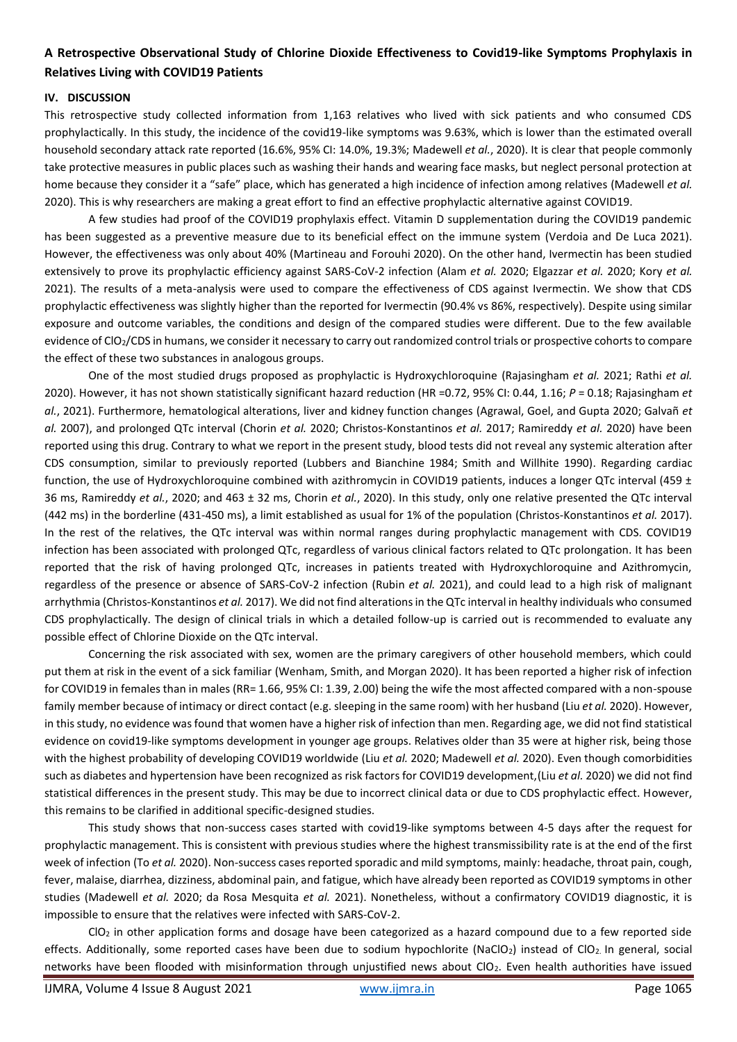## IV. DISCUSSION

This retrospective study collected information from 1,163 relatives who lived with sick patients and who consumed CDS prophylactically. In this study, the incidence of the covid19-like symptoms was 9.63%, which is lower than the estimated overall household secondary attack rate reported (16.6%, 95% CI: 14.0%, 19.3%; Madewell *et al.*, 2020). It is clear that people commonly take protective measures in public places such as washing their hands and wearing face masks, but neglect personal protection at home because they consider it a "safe" place, which has generated a high incidence of infection among relatives (Madewell *et al.* 2020). This is why researchers are making a great effort to find an effective prophylactic alternative against COVID19.

A few studies had proof of the COVID19 prophylaxis effect. Vitamin D supplementation during the COVID19 pandemic has been suggested as a preventive measure due to its beneficial effect on the immune system (Verdoia and De Luca 2021). However, the effectiveness was only about 40% (Martineau and Forouhi 2020). On the other hand, Ivermectin has been studied extensively to prove its prophylactic efficiency against SARS-CoV-2 infection (Alam *et al.* 2020; Elgazzar *et al.* 2020; Kory *et al.* 2021). The results of a meta-analysis were used to compare the effectiveness of CDS against Ivermectin. We show that CDS prophylactic effectiveness was slightly higher than the reported for Ivermectin (90.4% vs 86%, respectively). Despite using similar exposure and outcome variables, the conditions and design of the compared studies were different. Due to the few available evidence of $ClO_2$/CDS in humans, we consider it necessary to carry out randomized control trials or prospective cohorts to compare the effect of these two substances in analogous groups.

One of the most studied drugs proposed as prophylactic is Hydroxychloroquine (Rajasingham *et al.* 2021; Rathi *et al.* 2020). However, it has not shown statistically significant hazard reduction (HR =0.72, 95% CI: 0.44, 1.16; *P* = 0.18; Rajasingham *et al.*, 2021). Furthermore, hematological alterations, liver and kidney function changes (Agrawal, Goel, and Gupta 2020; Galvañ *et al.* 2007), and prolonged QTc interval (Chorin *et al.* 2020; Christos-Konstantinos *et al.* 2017; Ramireddy *et al.* 2020) have been reported using this drug. Contrary to what we report in the present study, blood tests did not reveal any systemic alteration after CDS consumption, similar to previously reported (Lubbers and Bianchine 1984; Smith and Willhite 1990). Regarding cardiac function, the use of Hydroxychloroquine combined with azithromycin in COVID19 patients, induces a longer QTc interval (459 ± 36 ms, Ramireddy *et al.*, 2020; and 463 ± 32 ms, Chorin *et al.*, 2020). In this study, only one relative presented the QTc interval (442 ms) in the borderline (431-450 ms), a limit established as usual for 1% of the population (Christos-Konstantinos *et al.* 2017). In the rest of the relatives, the QTc interval was within normal ranges during prophylactic management with CDS. COVID19 infection has been associated with prolonged QTc, regardless of various clinical factors related to QTc prolongation. It has been reported that the risk of having prolonged QTc, increases in patients treated with Hydroxychloroquine and Azithromycin, regardless of the presence or absence of SARS-CoV-2 infection (Rubin *et al.* 2021), and could lead to a high risk of malignant arrhythmia (Christos-Konstantinos *et al.* 2017). We did not find alterations in the QTc interval in healthy individuals who consumed CDS prophylactically. The design of clinical trials in which a detailed follow-up is carried out is recommended to evaluate any possible effect of Chlorine Dioxide on the QTc interval.

Concerning the risk associated with sex, women are the primary caregivers of other household members, which could put them at risk in the event of a sick familiar (Wenham, Smith, and Morgan 2020). It has been reported a higher risk of infection for COVID19 in females than in males (RR= 1.66, 95% CI: 1.39, 2.00) being the wife the most affected compared with a non-spouse family member because of intimacy or direct contact (e.g. sleeping in the same room) with her husband (Liu *et al.* 2020). However, in this study, no evidence was found that women have a higher risk of infection than men. Regarding age, we did not find statistical evidence on covid19-like symptoms development in younger age groups. Relatives older than 35 were at higher risk, being those with the highest probability of developing COVID19 worldwide (Liu *et al.* 2020; Madewell *et al.* 2020). Even though comorbidities such as diabetes and hypertension have been recognized as risk factors for COVID19 development,(Liu *et al.* 2020) we did not find statistical differences in the present study. This may be due to incorrect clinical data or due to CDS prophylactic effect. However, this remains to be clarified in additional specific-designed studies.

This study shows that non-success cases started with covid19-like symptoms between 4-5 days after the request for prophylactic management. This is consistent with previous studies where the highest transmissibility rate is at the end of the first week of infection (To *et al.* 2020). Non-success cases reported sporadic and mild symptoms, mainly: headache, throat pain, cough, fever, malaise, diarrhea, dizziness, abdominal pain, and fatigue, which have already been reported as COVID19 symptoms in other studies (Madewell *et al.* 2020; da Rosa Mesquita *et al.* 2021). Nonetheless, without a confirmatory COVID19 diagnostic, it is impossible to ensure that the relatives were infected with SARS-CoV-2.

$ClO_2$ in other application forms and dosage have been categorized as a hazard compound due to a few reported side effects. Additionally, some reported cases have been due to sodium hypochlorite ($NaClO_2$) instead of $ClO_2$. In general, social networks have been flooded with misinformation through unjustified news about $ClO_2$. Even health authorities have issued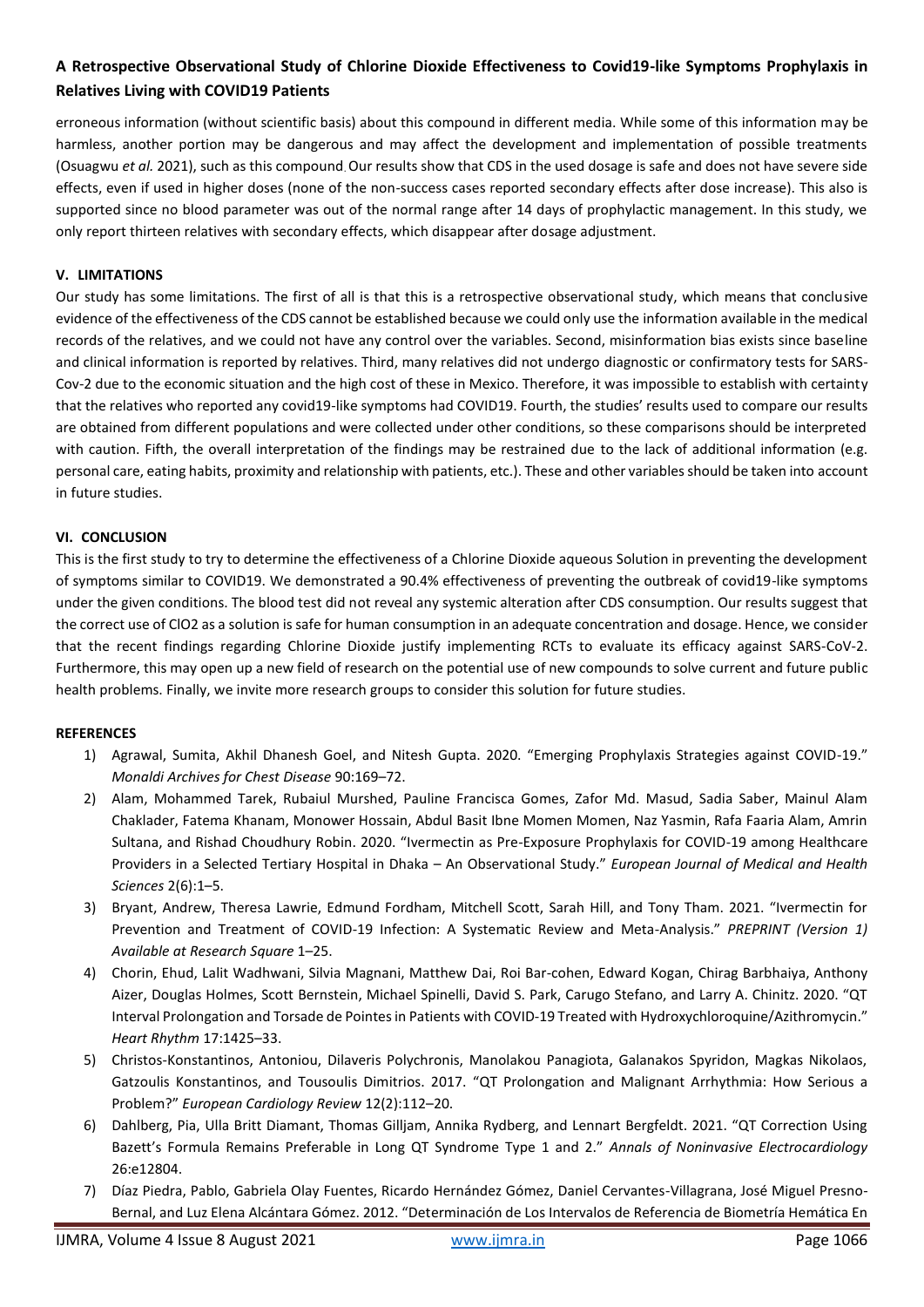erroneous information (without scientific basis) about this compound in different media. While some of this information may be harmless, another portion may be dangerous and may affect the development and implementation of possible treatments (Osuagwu *et al.* 2021), such as this compound. Our results show that CDS in the used dosage is safe and does not have severe side effects, even if used in higher doses (none of the non-success cases reported secondary effects after dose increase). This also is supported since no blood parameter was out of the normal range after 14 days of prophylactic management. In this study, we only report thirteen relatives with secondary effects, which disappear after dosage adjustment.

## V. LIMITATIONS

Our study has some limitations. The first of all is that this is a retrospective observational study, which means that conclusive evidence of the effectiveness of the CDS cannot be established because we could only use the information available in the medical records of the relatives, and we could not have any control over the variables. Second, misinformation bias exists since baseline and clinical information is reported by relatives. Third, many relatives did not undergo diagnostic or confirmatory tests for SARS-Cov-2 due to the economic situation and the high cost of these in Mexico. Therefore, it was impossible to establish with certainty that the relatives who reported any covid19-like symptoms had COVID19. Fourth, the studies' results used to compare our results are obtained from different populations and were collected under other conditions, so these comparisons should be interpreted with caution. Fifth, the overall interpretation of the findings may be restrained due to the lack of additional information (e.g. personal care, eating habits, proximity and relationship with patients, etc.). These and other variables should be taken into account in future studies.

## VI. CONCLUSION

This is the first study to try to determine the effectiveness of a Chlorine Dioxide aqueous Solution in preventing the development of symptoms similar to COVID19. We demonstrated a 90.4% effectiveness of preventing the outbreak of covid19-like symptoms under the given conditions. The blood test did not reveal any systemic alteration after CDS consumption. Our results suggest that the correct use of $ClO_2$ as a solution is safe for human consumption in an adequate concentration and dosage. Hence, we consider that the recent findings regarding Chlorine Dioxide justify implementing RCTs to evaluate its efficacy against SARS-CoV-2. Furthermore, this may open up a new field of research on the potential use of new compounds to solve current and future public health problems. Finally, we invite more research groups to consider this solution for future studies.

## REFERENCES

1) Agrawal, Sumita, Akhil Dhanesh Goel, and Nitesh Gupta. 2020. "Emerging Prophylaxis Strategies against COVID-19." *Monaldi Archives for Chest Disease* 90:169–72.
2) Alam, Mohammed Tarek, Rubaiul Murshed, Pauline Francisca Gomes, Zafor Md. Masud, Sadia Saber, Mainul Alam Chaklader, Fatema Khanam, Monower Hossain, Abdul Basit Ibne Momen Momen, Naz Yasmin, Rafa Faaria Alam, Amrin Sultana, and Rishad Choudhury Robin. 2020. "Ivermectin as Pre-Exposure Prophylaxis for COVID-19 among Healthcare Providers in a Selected Tertiary Hospital in Dhaka – An Observational Study." *European Journal of Medical and Health Sciences* 2(6):1–5.
3) Bryant, Andrew, Theresa Lawrie, Edmund Fordham, Mitchell Scott, Sarah Hill, and Tony Tham. 2021. "Ivermectin for Prevention and Treatment of COVID-19 Infection: A Systematic Review and Meta-Analysis." *PREPRINT (Version 1) Available at Research Square* 1–25.
4) Chorin, Ehud, Lalit Wadhwani, Silvia Magnani, Matthew Dai, Roi Bar-cohen, Edward Kogan, Chirag Barbhaiya, Anthony Aizer, Douglas Holmes, Scott Bernstein, Michael Spinelli, David S. Park, Carugo Stefano, and Larry A. Chinitz. 2020. "QT Interval Prolongation and Torsade de Pointes in Patients with COVID-19 Treated with Hydroxychloroquine/Azithromycin." *Heart Rhythm* 17:1425–33.
5) Christos-Konstantinos, Antoniou, Dilaveris Polychronis, Manolakou Panagiota, Galanakos Spyridon, Magkas Nikolaos, Gatzoulis Konstantinos, and Tousoulis Dimitrios. 2017. "QT Prolongation and Malignant Arrhythmia: How Serious a Problem?" *European Cardiology Review* 12(2):112–20.
6) Dahlberg, Pia, Ulla Britt Diamant, Thomas Gilljam, Annika Rydberg, and Lennart Bergfeldt. 2021. "QT Correction Using Bazett's Formula Remains Preferable in Long QT Syndrome Type 1 and 2." *Annals of Noninvasive Electrocardiology* 26:e12804.
7) Díaz Piedra, Pablo, Gabriela Olay Fuentes, Ricardo Hernández Gómez, Daniel Cervantes-Villagrana, José Miguel Presno-Bernal, and Luz Elena Alcántara Gómez. 2012. "Determinación de Los Intervalos de Referencia de Biometría Hemática En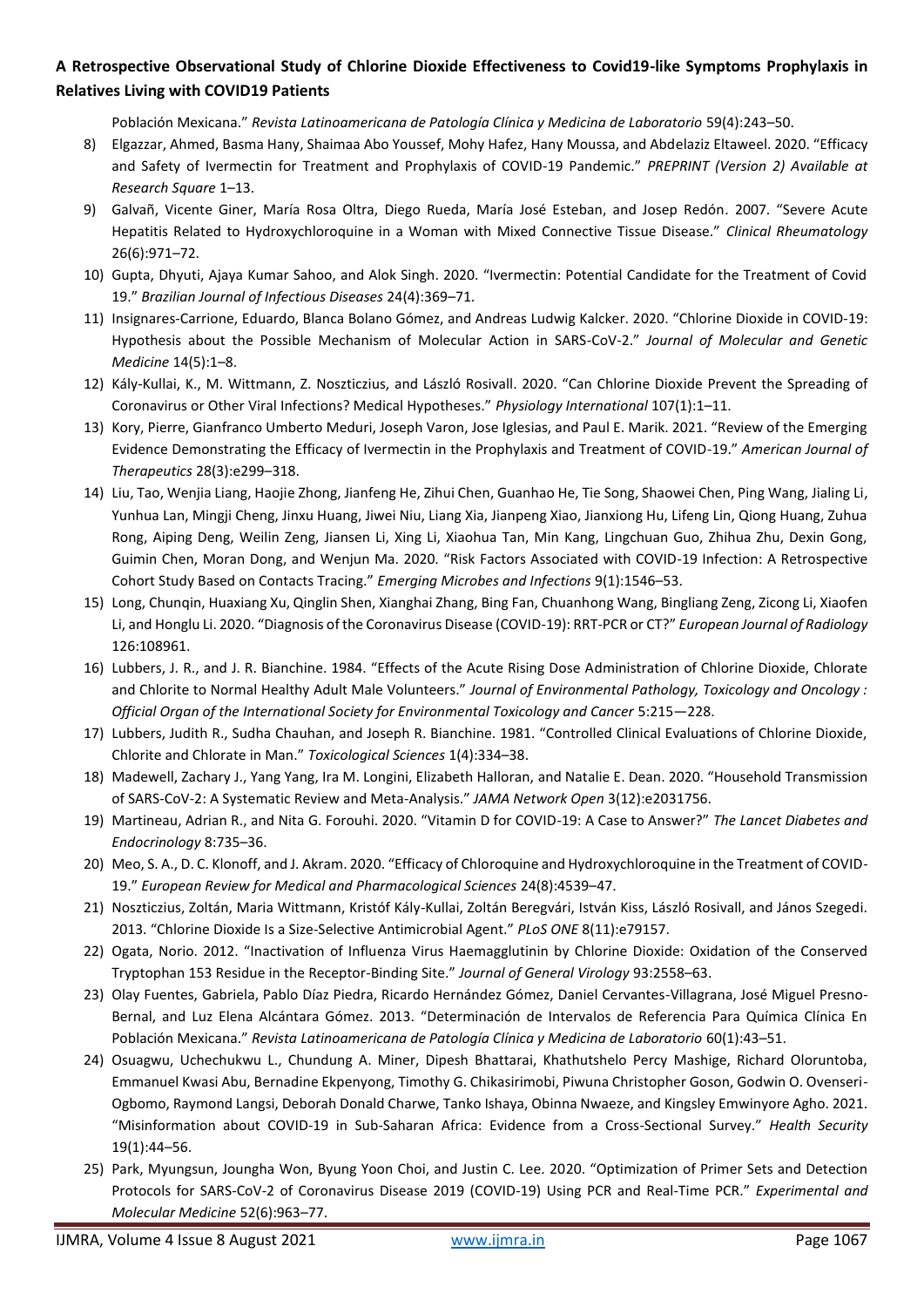Población Mexicana." *Revista Latinoamericana de Patología Clínica y Medicina de Laboratorio* 59(4):243–50.

8) Elgazzar, Ahmed, Basma Hany, Shaimaa Abo Youssef, Mohy Hafez, Hany Moussa, and Abdelaziz Eltaweel. 2020. "Efficacy and Safety of Ivermectin for Treatment and Prophylaxis of COVID-19 Pandemic." *PREPRINT (Version 2) Available at Research Square* 1–13.
9) Galvañ, Vicente Giner, María Rosa Oltra, Diego Rueda, María José Esteban, and Josep Redón. 2007. "Severe Acute Hepatitis Related to Hydroxychloroquine in a Woman with Mixed Connective Tissue Disease." *Clinical Rheumatology* 26(6):971–72.
10) Gupta, Dhyuti, Ajaya Kumar Sahoo, and Alok Singh. 2020. "Ivermectin: Potential Candidate for the Treatment of Covid 19." *Brazilian Journal of Infectious Diseases* 24(4):369–71.
11) Insignares-Carrione, Eduardo, Blanca Bolano Gómez, and Andreas Ludwig Kalcker. 2020. "Chlorine Dioxide in COVID-19: Hypothesis about the Possible Mechanism of Molecular Action in SARS-CoV-2." *Journal of Molecular and Genetic Medicine* 14(5):1–8.
12) Kály-Kullai, K., M. Wittmann, Z. Noszticzius, and László Rosivall. 2020. "Can Chlorine Dioxide Prevent the Spreading of Coronavirus or Other Viral Infections? Medical Hypotheses." *Physiology International* 107(1):1–11.
13) Kory, Pierre, Gianfranco Umberto Meduri, Joseph Varon, Jose Iglesias, and Paul E. Marik. 2021. "Review of the Emerging Evidence Demonstrating the Efficacy of Ivermectin in the Prophylaxis and Treatment of COVID-19." *American Journal of Therapeutics* 28(3):e299–318.
14) Liu, Tao, Wenjia Liang, Haojie Zhong, Jianfeng He, Zihui Chen, Guanhao He, Tie Song, Shaowei Chen, Ping Wang, Jialing Li, Yunhua Lan, Mingji Cheng, Jinxu Huang, Jiwei Niu, Liang Xia, Jianpeng Xiao, Jianxiong Hu, Lifeng Lin, Qiong Huang, Zuhua Rong, Aiping Deng, Weilin Zeng, Jiansen Li, Xing Li, Xiaohua Tan, Min Kang, Lingchuan Guo, Zhihua Zhu, Dexin Gong, Guimin Chen, Moran Dong, and Wenjun Ma. 2020. "Risk Factors Associated with COVID-19 Infection: A Retrospective Cohort Study Based on Contacts Tracing." *Emerging Microbes and Infections* 9(1):1546–53.
15) Long, Chunqin, Huaxiang Xu, Qinglin Shen, Xianghai Zhang, Bing Fan, Chuanhong Wang, Bingliang Zeng, Zicong Li, Xiaofen Li, and Honglu Li. 2020. "Diagnosis of the Coronavirus Disease (COVID-19): RRT-PCR or CT?" *European Journal of Radiology* 126:108961.
16) Lubbers, J. R., and J. R. Bianchine. 1984. "Effects of the Acute Rising Dose Administration of Chlorine Dioxide, Chlorate and Chlorite to Normal Healthy Adult Male Volunteers." *Journal of Environmental Pathology, Toxicology and Oncology : Official Organ of the International Society for Environmental Toxicology and Cancer* 5:215—228.
17) Lubbers, Judith R., Sudha Chauhan, and Joseph R. Bianchine. 1981. "Controlled Clinical Evaluations of Chlorine Dioxide, Chlorite and Chlorate in Man." *Toxicological Sciences* 1(4):334–38.
18) Madewell, Zachary J., Yang Yang, Ira M. Longini, Elizabeth Halloran, and Natalie E. Dean. 2020. "Household Transmission of SARS-CoV-2: A Systematic Review and Meta-Analysis." *JAMA Network Open* 3(12):e2031756.
19) Martineau, Adrian R., and Nita G. Forouhi. 2020. "Vitamin D for COVID-19: A Case to Answer?" *The Lancet Diabetes and Endocrinology* 8:735–36.
20) Meo, S. A., D. C. Klonoff, and J. Akram. 2020. "Efficacy of Chloroquine and Hydroxychloroquine in the Treatment of COVID-19." *European Review for Medical and Pharmacological Sciences* 24(8):4539–47.
21) Noszticzius, Zoltán, Maria Wittmann, Kristóf Kály-Kullai, Zoltán Beregvári, István Kiss, László Rosivall, and János Szegedi. 2013. "Chlorine Dioxide Is a Size-Selective Antimicrobial Agent." *PLoS ONE* 8(11):e79157.
22) Ogata, Norio. 2012. "Inactivation of Influenza Virus Haemagglutinin by Chlorine Dioxide: Oxidation of the Conserved Tryptophan 153 Residue in the Receptor-Binding Site." *Journal of General Virology* 93:2558–63.
23) Olay Fuentes, Gabriela, Pablo Díaz Piedra, Ricardo Hernández Gómez, Daniel Cervantes-Villagrana, José Miguel Presno-Bernal, and Luz Elena Alcántara Gómez. 2013. "Determinación de Intervalos de Referencia Para Química Clínica En Población Mexicana." *Revista Latinoamericana de Patología Clínica y Medicina de Laboratorio* 60(1):43–51.
24) Osuagwu, Uchechukwu L., Chundung A. Miner, Dipesh Bhattarai, Khathutshelo Percy Mashige, Richard Oloruntoba, Emmanuel Kwasi Abu, Bernadine Ekpenyong, Timothy G. Chikasirimobi, Piwuna Christopher Goson, Godwin O. Ovenseri-Ogbomo, Raymond Langsi, Deborah Donald Charwe, Tanko Ishaya, Obinna Nwaeze, and Kingsley Emwinyore Agho. 2021. "Misinformation about COVID-19 in Sub-Saharan Africa: Evidence from a Cross-Sectional Survey." *Health Security* 19(1):44–56.
25) Park, Myungsun, Joungha Won, Byung Yoon Choi, and Justin C. Lee. 2020. "Optimization of Primer Sets and Detection Protocols for SARS-CoV-2 of Coronavirus Disease 2019 (COVID-19) Using PCR and Real-Time PCR." *Experimental and Molecular Medicine* 52(6):963–77.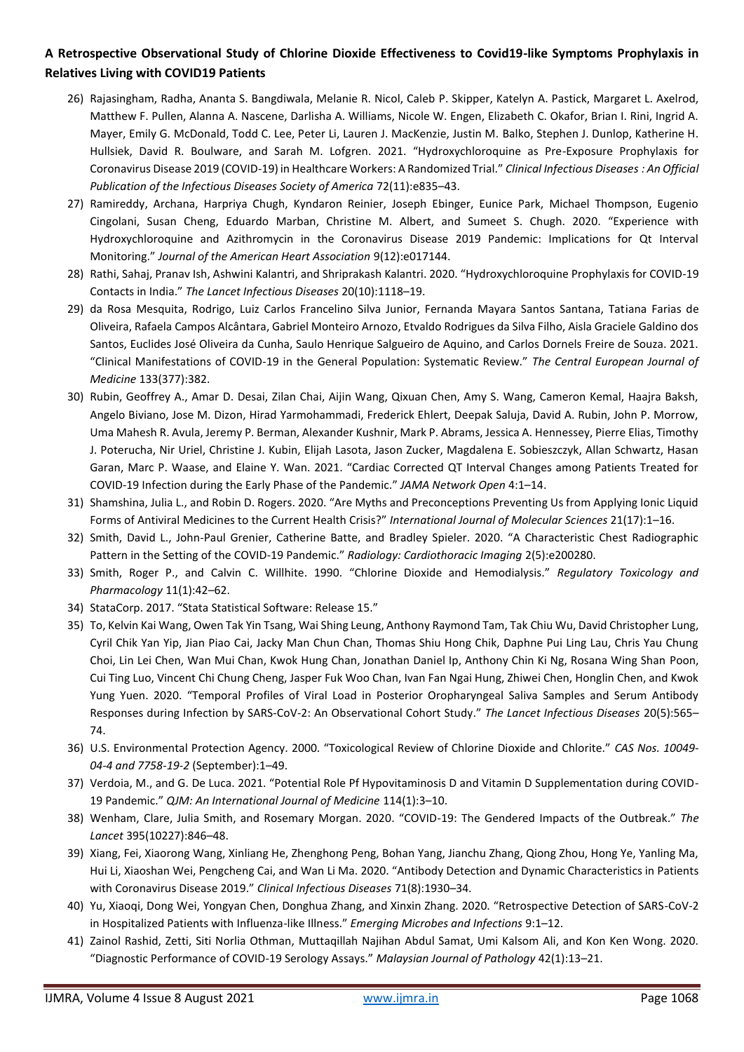26) Rajasingham, Radha, Ananta S. Bangdiwala, Melanie R. Nicol, Caleb P. Skipper, Katelyn A. Pastick, Margaret L. Axelrod, Matthew F. Pullen, Alanna A. Nascene, Darlisha A. Williams, Nicole W. Engen, Elizabeth C. Okafor, Brian I. Rini, Ingrid A. Mayer, Emily G. McDonald, Todd C. Lee, Peter Li, Lauren J. MacKenzie, Justin M. Balko, Stephen J. Dunlop, Katherine H. Hullsiek, David R. Boulware, and Sarah M. Lofgren. 2021. "Hydroxychloroquine as Pre-Exposure Prophylaxis for Coronavirus Disease 2019 (COVID-19) in Healthcare Workers: A Randomized Trial." *Clinical Infectious Diseases : An Official Publication of the Infectious Diseases Society of America* 72(11):e835–43.
27) Ramireddy, Archana, Harpriya Chugh, Kyndaron Reinier, Joseph Ebinger, Eunice Park, Michael Thompson, Eugenio Cingolani, Susan Cheng, Eduardo Marban, Christine M. Albert, and Sumeet S. Chugh. 2020. "Experience with Hydroxychloroquine and Azithromycin in the Coronavirus Disease 2019 Pandemic: Implications for Qt Interval Monitoring." *Journal of the American Heart Association* 9(12):e017144.
28) Rathi, Sahaj, Pranav Ish, Ashwini Kalantri, and Shriprakash Kalantri. 2020. "Hydroxychloroquine Prophylaxis for COVID-19 Contacts in India." *The Lancet Infectious Diseases* 20(10):1118–19.
29) da Rosa Mesquita, Rodrigo, Luiz Carlos Francelino Silva Junior, Fernanda Mayara Santos Santana, Tatiana Farias de Oliveira, Rafaela Campos Alcântara, Gabriel Monteiro Arnozo, Etvaldo Rodrigues da Silva Filho, Aisla Graciele Galdino dos Santos, Euclides José Oliveira da Cunha, Saulo Henrique Salgueiro de Aquino, and Carlos Dornels Freire de Souza. 2021. "Clinical Manifestations of COVID-19 in the General Population: Systematic Review." *The Central European Journal of Medicine* 133(377):382.
30) Rubin, Geoffrey A., Amar D. Desai, Zilan Chai, Aijin Wang, Qixuan Chen, Amy S. Wang, Cameron Kemal, Haajra Baksh, Angelo Biviano, Jose M. Dizon, Hirad Yarmohammadi, Frederick Ehlert, Deepak Saluja, David A. Rubin, John P. Morrow, Uma Mahesh R. Avula, Jeremy P. Berman, Alexander Kushnir, Mark P. Abrams, Jessica A. Hennessey, Pierre Elias, Timothy J. Poterucha, Nir Uriel, Christine J. Kubin, Elijah Lasota, Jason Zucker, Magdalena E. Sobieszczyk, Allan Schwartz, Hasan Garan, Marc P. Waase, and Elaine Y. Wan. 2021. "Cardiac Corrected QT Interval Changes among Patients Treated for COVID-19 Infection during the Early Phase of the Pandemic." *JAMA Network Open* 4:1–14.
31) Shamshina, Julia L., and Robin D. Rogers. 2020. "Are Myths and Preconceptions Preventing Us from Applying Ionic Liquid Forms of Antiviral Medicines to the Current Health Crisis?" *International Journal of Molecular Sciences* 21(17):1–16.
32) Smith, David L., John-Paul Grenier, Catherine Batte, and Bradley Spieler. 2020. "A Characteristic Chest Radiographic Pattern in the Setting of the COVID-19 Pandemic." *Radiology: Cardiothoracic Imaging* 2(5):e200280.
33) Smith, Roger P., and Calvin C. Willhite. 1990. "Chlorine Dioxide and Hemodialysis." *Regulatory Toxicology and Pharmacology* 11(1):42–62.
34) StataCorp. 2017. "Stata Statistical Software: Release 15."
35) To, Kelvin Kai Wang, Owen Tak Yin Tsang, Wai Shing Leung, Anthony Raymond Tam, Tak Chiu Wu, David Christopher Lung, Cyril Chik Yan Yip, Jian Piao Cai, Jacky Man Chun Chan, Thomas Shiu Hong Chik, Daphne Pui Ling Lau, Chris Yau Chung Choi, Lin Lei Chen, Wan Mui Chan, Kwok Hung Chan, Jonathan Daniel Ip, Anthony Chin Ki Ng, Rosana Wing Shan Poon, Cui Ting Luo, Vincent Chi Chung Cheng, Jasper Fuk Woo Chan, Ivan Fan Ngai Hung, Zhiwei Chen, Honglin Chen, and Kwok Yung Yuen. 2020. "Temporal Profiles of Viral Load in Posterior Oropharyngeal Saliva Samples and Serum Antibody Responses during Infection by SARS-CoV-2: An Observational Cohort Study." *The Lancet Infectious Diseases* 20(5):565–74.
36) U.S. Environmental Protection Agency. 2000. "Toxicological Review of Chlorine Dioxide and Chlorite." *CAS Nos. 10049-04-4 and 7758-19-2* (September):1–49.
37) Verdoia, M., and G. De Luca. 2021. "Potential Role Pf Hypovitaminosis D and Vitamin D Supplementation during COVID-19 Pandemic." *QJM: An International Journal of Medicine* 114(1):3–10.
38) Wenham, Clare, Julia Smith, and Rosemary Morgan. 2020. "COVID-19: The Gendered Impacts of the Outbreak." *The Lancet* 395(10227):846–48.
39) Xiang, Fei, Xiaorong Wang, Xinliang He, Zhenghong Peng, Bohan Yang, Jianchu Zhang, Qiong Zhou, Hong Ye, Yanling Ma, Hui Li, Xiaoshan Wei, Pengcheng Cai, and Wan Li Ma. 2020. "Antibody Detection and Dynamic Characteristics in Patients with Coronavirus Disease 2019." *Clinical Infectious Diseases* 71(8):1930–34.
40) Yu, Xiaoqi, Dong Wei, Yongyan Chen, Donghua Zhang, and Xinxin Zhang. 2020. "Retrospective Detection of SARS-CoV-2 in Hospitalized Patients with Influenza-like Illness." *Emerging Microbes and Infections* 9:1–12.
41) Zainol Rashid, Zetti, Siti Norlia Othman, Muttaqillah Najihan Abdul Samat, Umi Kalsom Ali, and Kon Ken Wong. 2020. "Diagnostic Performance of COVID-19 Serology Assays." *Malaysian Journal of Pathology* 42(1):13–21.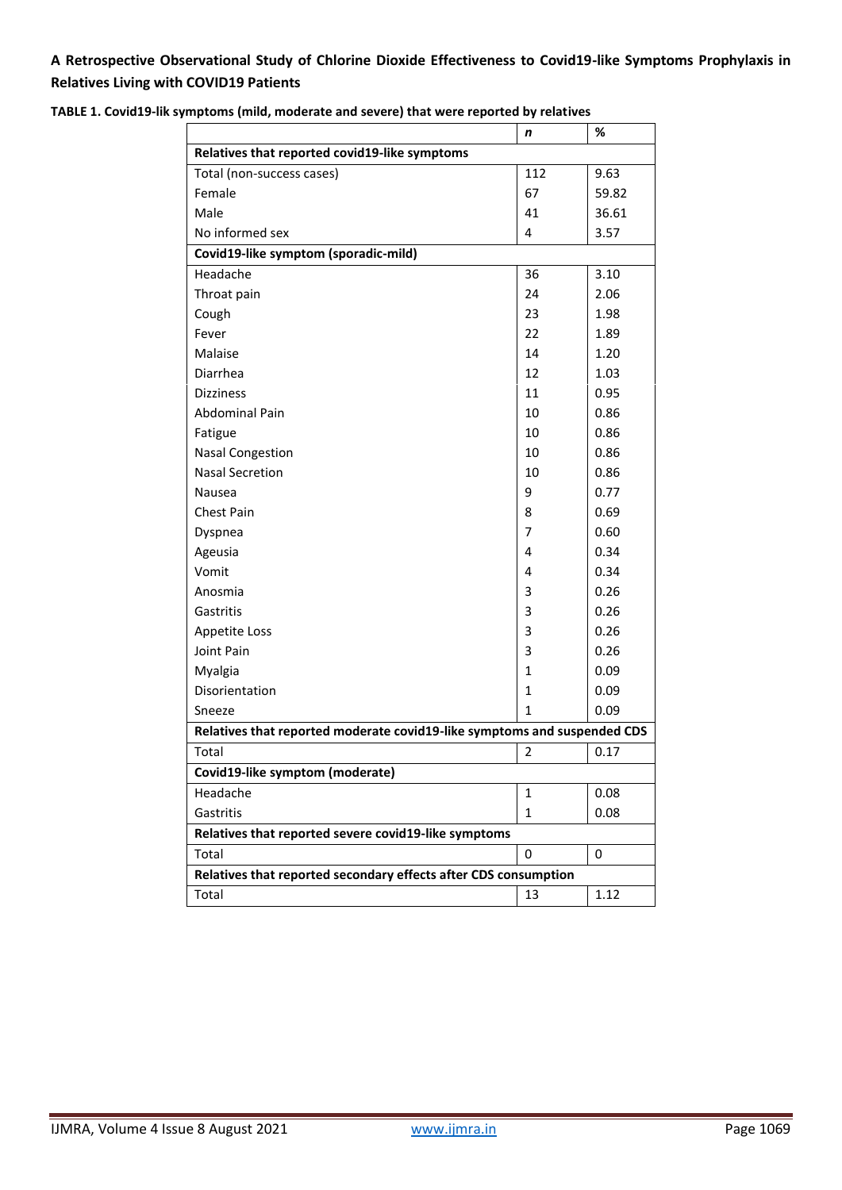**TABLE 1. Covid19-lik symptoms (mild, moderate and severe) that were reported by relatives**

| | *n* | % |
|---|---|---|
| **Relatives that reported covid19-like symptoms** | | |
| Total (non-success cases) | 112 | 9.63 |
| Female | 67 | 59.82 |
| Male | 41 | 36.61 |
| No informed sex | 4 | 3.57 |
| **Covid19-like symptom (sporadic-mild)** | | |
| Headache | 36 | 3.10 |
| Throat pain | 24 | 2.06 |
| Cough | 23 | 1.98 |
| Fever | 22 | 1.89 |
| Malaise | 14 | 1.20 |
| Diarrhea | 12 | 1.03 |
| Dizziness | 11 | 0.95 |
| Abdominal Pain | 10 | 0.86 |
| Fatigue | 10 | 0.86 |
| Nasal Congestion | 10 | 0.86 |
| Nasal Secretion | 10 | 0.86 |
| Nausea | 9 | 0.77 |
| Chest Pain | 8 | 0.69 |
| Dyspnea | 7 | 0.60 |
| Ageusia | 4 | 0.34 |
| Vomit | 4 | 0.34 |
| Anosmia | 3 | 0.26 |
| Gastritis | 3 | 0.26 |
| Appetite Loss | 3 | 0.26 |
| Joint Pain | 3 | 0.26 |
| Myalgia | 1 | 0.09 |
| Disorientation | 1 | 0.09 |
| Sneeze | 1 | 0.09 |
| **Relatives that reported moderate covid19-like symptoms and suspended CDS** | | |
| Total | 2 | 0.17 |
| **Covid19-like symptom (moderate)** | | |
| Headache | 1 | 0.08 |
| Gastritis | 1 | 0.08 |
| **Relatives that reported severe covid19-like symptoms** | | |
| Total | 0 | 0 |
| **Relatives that reported secondary effects after CDS consumption** | | |
| Total | 13 | 1.12 |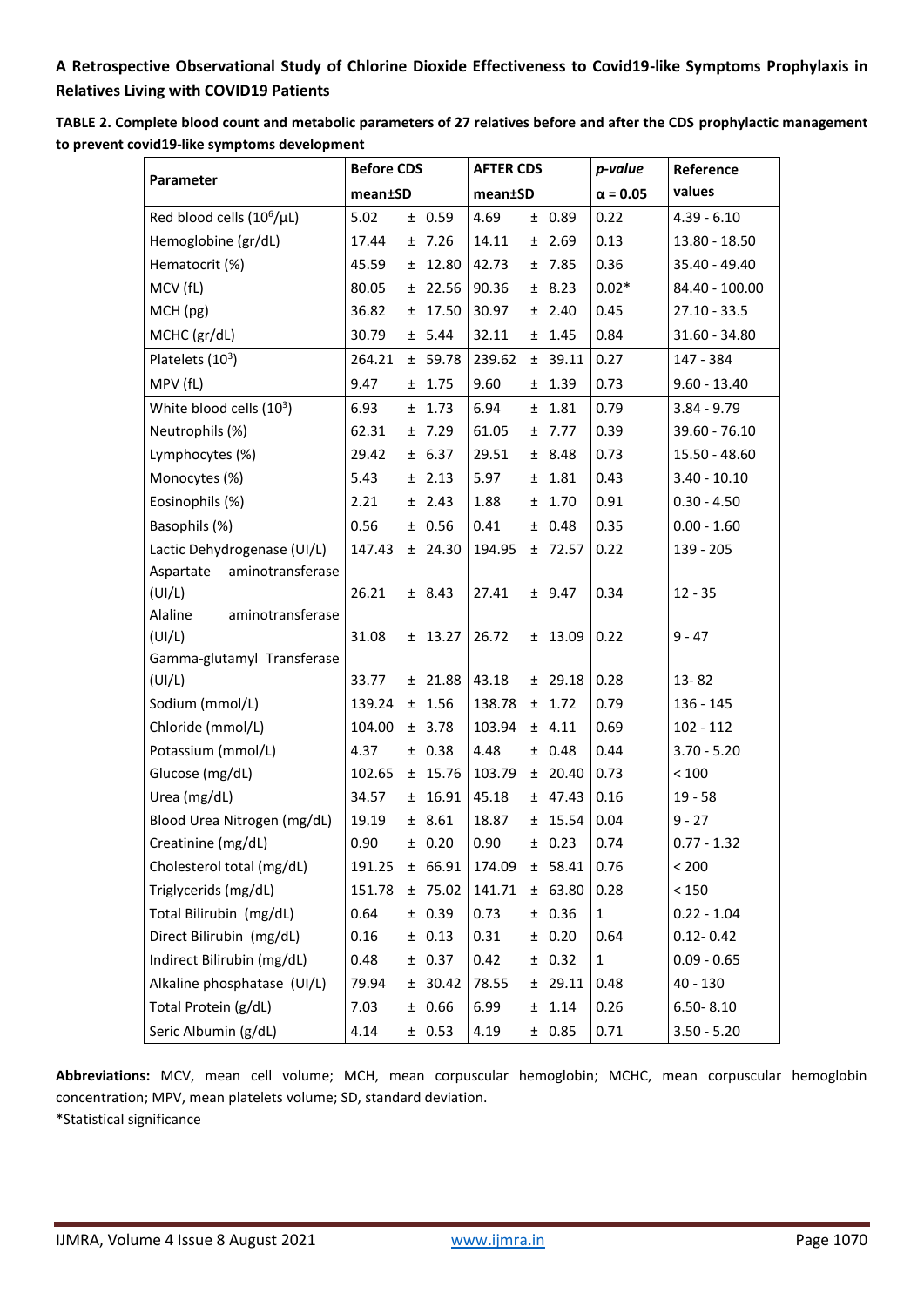**A Retrospective Observational Study of Chlorine Dioxide Effectiveness to Covid19-like Symptoms Prophylaxis in Relatives Living with COVID19 Patients**

**TABLE 2. Complete blood count and metabolic parameters of 27 relatives before and after the CDS prophylactic management to prevent covid19-like symptoms development**

| Parameter | Before CDS mean±SD | AFTER CDS mean±SD | *p-value* α = 0.05 | Reference values |
|---|---|---|---|---|
| Red blood cells ($10^6$/μL) | 5.02 ± 0.59 | 4.69 ± 0.89 | 0.22 | 4.39 - 6.10 |
| Hemoglobine (gr/dL) | 17.44 ± 7.26 | 14.11 ± 2.69 | 0.13 | 13.80 - 18.50 |
| Hematocrit (%) | 45.59 ± 12.80 | 42.73 ± 7.85 | 0.36 | 35.40 - 49.40 |
| MCV (fL) | 80.05 ± 22.56 | 90.36 ± 8.23 | 0.02* | 84.40 - 100.00 |
| MCH (pg) | 36.82 ± 17.50 | 30.97 ± 2.40 | 0.45 | 27.10 - 33.5 |
| MCHC (gr/dL) | 30.79 ± 5.44 | 32.11 ± 1.45 | 0.84 | 31.60 - 34.80 |
| Platelets ($10^3$) | 264.21 ± 59.78 | 239.62 ± 39.11 | 0.27 | 147 - 384 |
| MPV (fL) | 9.47 ± 1.75 | 9.60 ± 1.39 | 0.73 | 9.60 - 13.40 |
| White blood cells ($10^3$) | 6.93 ± 1.73 | 6.94 ± 1.81 | 0.79 | 3.84 - 9.79 |
| Neutrophils (%) | 62.31 ± 7.29 | 61.05 ± 7.77 | 0.39 | 39.60 - 76.10 |
| Lymphocytes (%) | 29.42 ± 6.37 | 29.51 ± 8.48 | 0.73 | 15.50 - 48.60 |
| Monocytes (%) | 5.43 ± 2.13 | 5.97 ± 1.81 | 0.43 | 3.40 - 10.10 |
| Eosinophils (%) | 2.21 ± 2.43 | 1.88 ± 1.70 | 0.91 | 0.30 - 4.50 |
| Basophils (%) | 0.56 ± 0.56 | 0.41 ± 0.48 | 0.35 | 0.00 - 1.60 |
| Lactic Dehydrogenase (UI/L) | 147.43 ± 24.30 | 194.95 ± 72.57 | 0.22 | 139 - 205 |
| Aspartate aminotransferase (UI/L) | 26.21 ± 8.43 | 27.41 ± 9.47 | 0.34 | 12 - 35 |
| Alaline aminotransferase (UI/L) | 31.08 ± 13.27 | 26.72 ± 13.09 | 0.22 | 9 - 47 |
| Gamma-glutamyl Transferase (UI/L) | 33.77 ± 21.88 | 43.18 ± 29.18 | 0.28 | 13- 82 |
| Sodium (mmol/L) | 139.24 ± 1.56 | 138.78 ± 1.72 | 0.79 | 136 - 145 |
| Chloride (mmol/L) | 104.00 ± 3.78 | 103.94 ± 4.11 | 0.69 | 102 - 112 |
| Potassium (mmol/L) | 4.37 ± 0.38 | 4.48 ± 0.48 | 0.44 | 3.70 - 5.20 |
| Glucose (mg/dL) | 102.65 ± 15.76 | 103.79 ± 20.40 | 0.73 | < 100 |
| Urea (mg/dL) | 34.57 ± 16.91 | 45.18 ± 47.43 | 0.16 | 19 - 58 |
| Blood Urea Nitrogen (mg/dL) | 19.19 ± 8.61 | 18.87 ± 15.54 | 0.04 | 9 - 27 |
| Creatinine (mg/dL) | 0.90 ± 0.20 | 0.90 ± 0.23 | 0.74 | 0.77 - 1.32 |
| Cholesterol total (mg/dL) | 191.25 ± 66.91 | 174.09 ± 58.41 | 0.76 | < 200 |
| Triglycerids (mg/dL) | 151.78 ± 75.02 | 141.71 ± 63.80 | 0.28 | < 150 |
| Total Bilirubin (mg/dL) | 0.64 ± 0.39 | 0.73 ± 0.36 | 1 | 0.22 - 1.04 |
| Direct Bilirubin (mg/dL) | 0.16 ± 0.13 | 0.31 ± 0.20 | 0.64 | 0.12- 0.42 |
| Indirect Bilirubin (mg/dL) | 0.48 ± 0.37 | 0.42 ± 0.32 | 1 | 0.09 - 0.65 |
| Alkaline phosphatase (UI/L) | 79.94 ± 30.42 | 78.55 ± 29.11 | 0.48 | 40 - 130 |
| Total Protein (g/dL) | 7.03 ± 0.66 | 6.99 ± 1.14 | 0.26 | 6.50- 8.10 |
| Seric Albumin (g/dL) | 4.14 ± 0.53 | 4.19 ± 0.85 | 0.71 | 3.50 - 5.20 |

**Abbreviations:** MCV, mean cell volume; MCH, mean corpuscular hemoglobin; MCHC, mean corpuscular hemoglobin concentration; MPV, mean platelets volume; SD, standard deviation.

*Statistical significance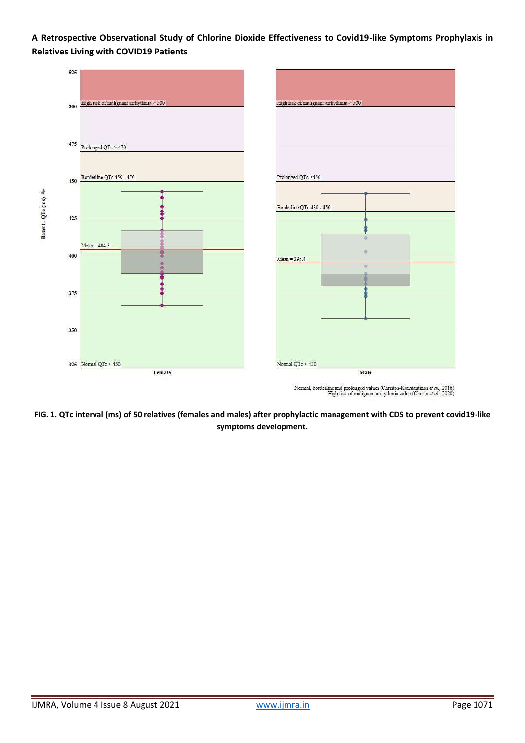525

500 High risk of malignant arrhythmia > 500

475 Prolonged QTc > 470

450 Borderline QTc 450 - 470

425

Mean = 404.3

400

375

350

325 Normal QTc < 450

Bazett - QTc (ms)

Female

High risk of malignant arrhythmia > 500

Prolonged QTc >450

Borderline QTc 430 - 450

Mean = 395.4

Normal QTc < 430

Male

Normal, borderline and prolonged values (Christos-Konstantinos *et al.*, 2016)
High risk of malignant arrhythmia value (Chorin *et al.*, 2020)

**FIG. 1. QTc interval (ms) of 50 relatives (females and males) after prophylactic management with CDS to prevent covid19-like symptoms development.**